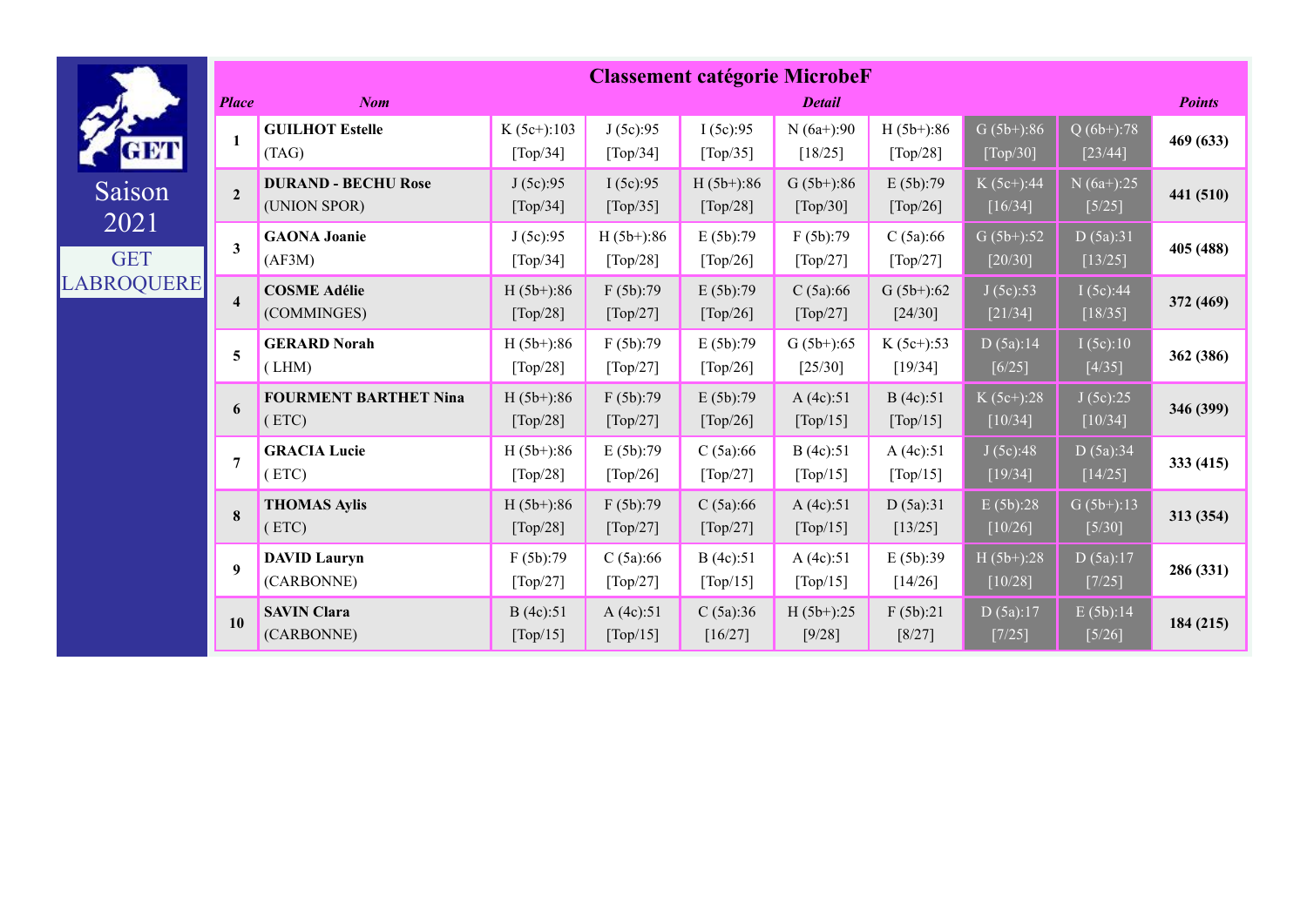Saison 2021

GET LABROQUERE

## Classement catégorie MicrobeF

| Place | Nom | Detail | | | | | | | Points |
|---|---|---|---|---|---|---|---|---|---|
| 1 | **GUILHOT Estelle** (TAG) | K (5c+):103 [Top/34] | J (5c):95 [Top/34] | I (5c):95 [Top/35] | N (6a+):90 [18/25] | H (5b+):86 [Top/28] | G (5b+):86 [Top/30] | Q (6b+):78 [23/44] | **469 (633)** |
| 2 | **DURAND - BECHU Rose** (UNION SPOR) | J (5c):95 [Top/34] | I (5c):95 [Top/35] | H (5b+):86 [Top/28] | G (5b+):86 [Top/30] | E (5b):79 [Top/26] | K (5c+):44 [16/34] | N (6a+):25 [5/25] | **441 (510)** |
| 3 | **GAONA Joanie** (AF3M) | J (5c):95 [Top/34] | H (5b+):86 [Top/28] | E (5b):79 [Top/26] | F (5b):79 [Top/27] | C (5a):66 [Top/27] | G (5b+):52 [20/30] | D (5a):31 [13/25] | **405 (488)** |
| 4 | **COSME Adélie** (COMMINGES) | H (5b+):86 [Top/28] | F (5b):79 [Top/27] | E (5b):79 [Top/26] | C (5a):66 [Top/27] | G (5b+):62 [24/30] | J (5c):53 [21/34] | I (5c):44 [18/35] | **372 (469)** |
| 5 | **GERARD Norah** ( LHM) | H (5b+):86 [Top/28] | F (5b):79 [Top/27] | E (5b):79 [Top/26] | G (5b+):65 [25/30] | K (5c+):53 [19/34] | D (5a):14 [6/25] | I (5c):10 [4/35] | **362 (386)** |
| 6 | **FOURMENT BARTHET Nina** ( ETC) | H (5b+):86 [Top/28] | F (5b):79 [Top/27] | E (5b):79 [Top/26] | A (4c):51 [Top/15] | B (4c):51 [Top/15] | K (5c+):28 [10/34] | J (5c):25 [10/34] | **346 (399)** |
| 7 | **GRACIA Lucie** ( ETC) | H (5b+):86 [Top/28] | E (5b):79 [Top/26] | C (5a):66 [Top/27] | B (4c):51 [Top/15] | A (4c):51 [Top/15] | J (5c):48 [19/34] | D (5a):34 [14/25] | **333 (415)** |
| 8 | **THOMAS Aylis** ( ETC) | H (5b+):86 [Top/28] | F (5b):79 [Top/27] | C (5a):66 [Top/27] | A (4c):51 [Top/15] | D (5a):31 [13/25] | E (5b):28 [10/26] | G (5b+):13 [5/30] | **313 (354)** |
| 9 | **DAVID Lauryn** (CARBONNE) | F (5b):79 [Top/27] | C (5a):66 [Top/27] | B (4c):51 [Top/15] | A (4c):51 [Top/15] | E (5b):39 [14/26] | H (5b+):28 [10/28] | D (5a):17 [7/25] | **286 (331)** |
| 10 | **SAVIN Clara** (CARBONNE) | B (4c):51 [Top/15] | A (4c):51 [Top/15] | C (5a):36 [16/27] | H (5b+):25 [9/28] | F (5b):21 [8/27] | D (5a):17 [7/25] | E (5b):14 [5/26] | **184 (215)** |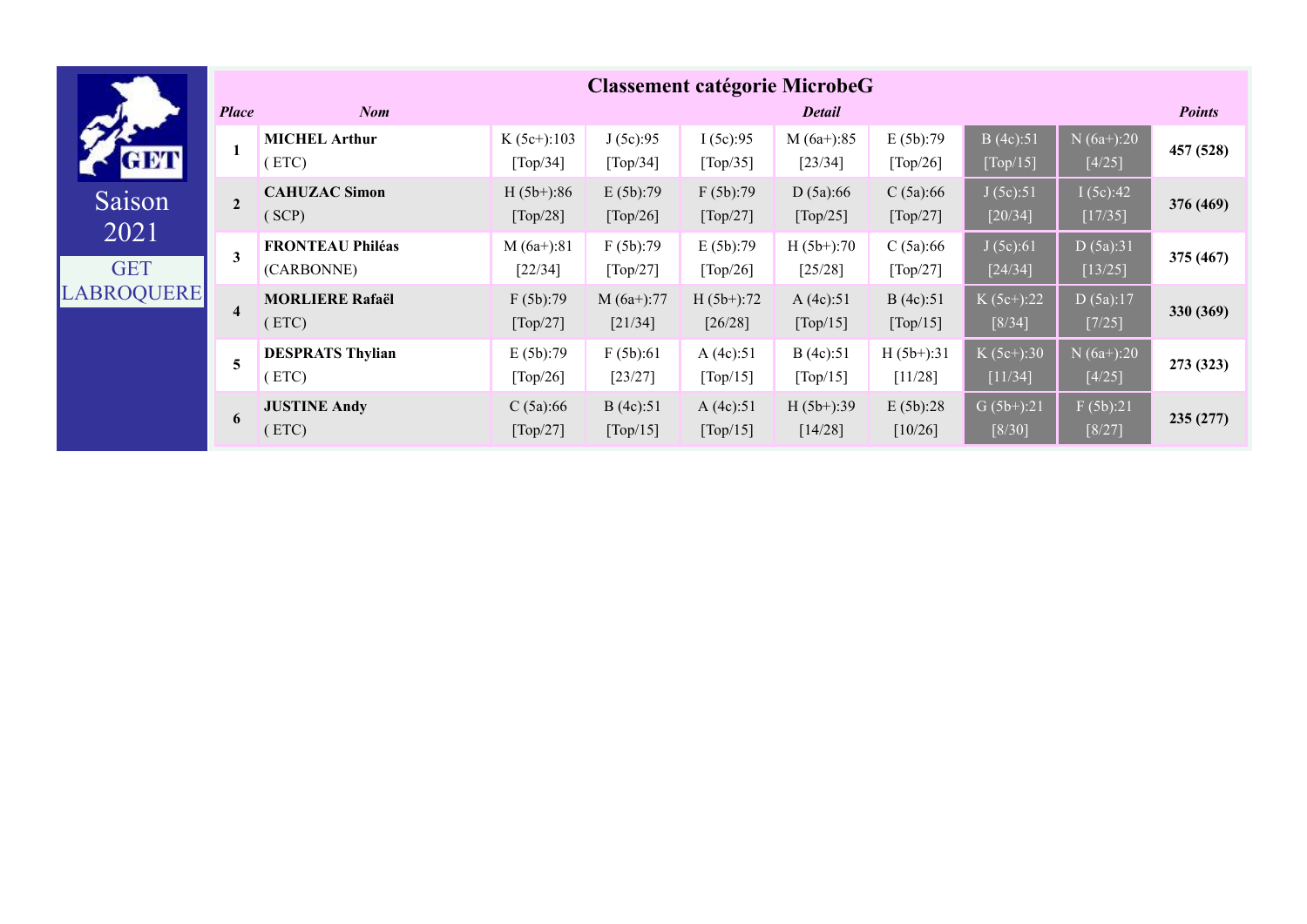Saison 2021

GET LABROQUERE

## Classement catégorie MicrobeG

| Place | Nom | Detail | | | | | | | Points |
|---|---|---|---|---|---|---|---|---|---|
| 1 | **MICHEL Arthur** ( ETC) | K (5c+):103 [Top/34] | J (5c):95 [Top/34] | I (5c):95 [Top/35] | M (6a+):85 [23/34] | E (5b):79 [Top/26] | B (4c):51 [Top/15] | N (6a+):20 [4/25] | **457 (528)** |
| 2 | **CAHUZAC Simon** ( SCP) | H (5b+):86 [Top/28] | E (5b):79 [Top/26] | F (5b):79 [Top/27] | D (5a):66 [Top/25] | C (5a):66 [Top/27] | J (5c):51 [20/34] | I (5c):42 [17/35] | **376 (469)** |
| 3 | **FRONTEAU Philéas** (CARBONNE) | M (6a+):81 [22/34] | F (5b):79 [Top/27] | E (5b):79 [Top/26] | H (5b+):70 [25/28] | C (5a):66 [Top/27] | J (5c):61 [24/34] | D (5a):31 [13/25] | **375 (467)** |
| 4 | **MORLIERE Rafaël** ( ETC) | F (5b):79 [Top/27] | M (6a+):77 [21/34] | H (5b+):72 [26/28] | A (4c):51 [Top/15] | B (4c):51 [Top/15] | K (5c+):22 [8/34] | D (5a):17 [7/25] | **330 (369)** |
| 5 | **DESPRATS Thylian** ( ETC) | E (5b):79 [Top/26] | F (5b):61 [23/27] | A (4c):51 [Top/15] | B (4c):51 [Top/15] | H (5b+):31 [11/28] | K (5c+):30 [11/34] | N (6a+):20 [4/25] | **273 (323)** |
| 6 | **JUSTINE Andy** ( ETC) | C (5a):66 [Top/27] | B (4c):51 [Top/15] | A (4c):51 [Top/15] | H (5b+):39 [14/28] | E (5b):28 [10/26] | G (5b+):21 [8/30] | F (5b):21 [8/27] | **235 (277)** |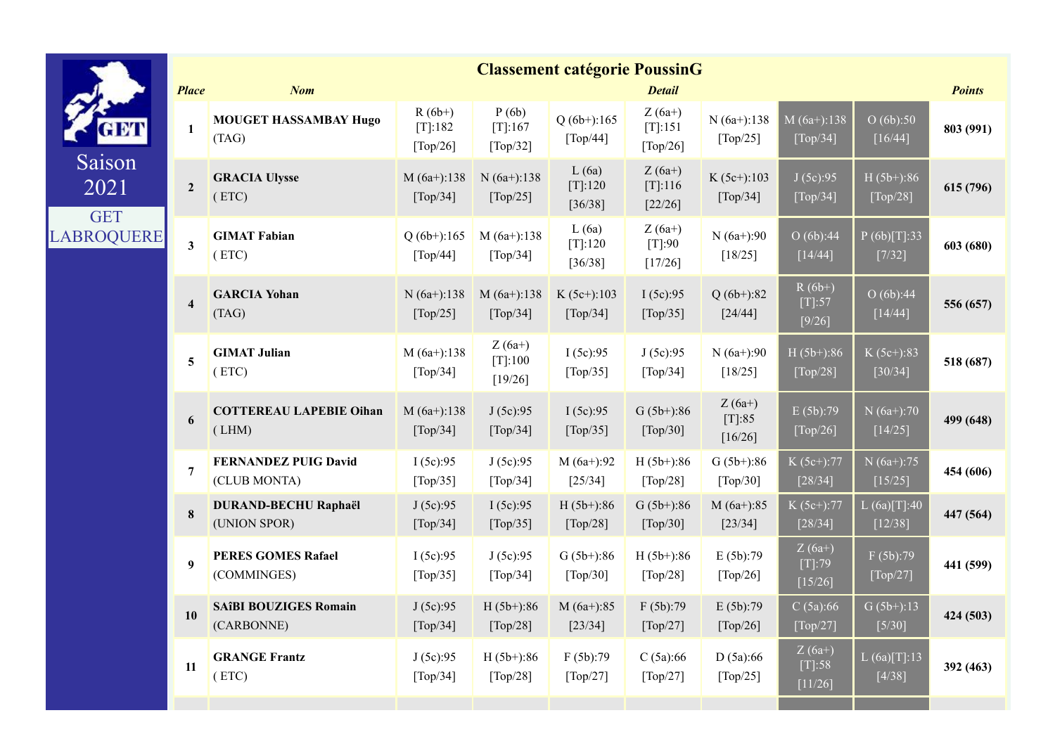Saison 2021

GET LABROQUERE

# Classement catégorie PoussinG

| Place | Nom | Detail | | | | | | | Points |
|---|---|---|---|---|---|---|---|---|---|
| 1 | **MOUGET HASSAMBAY Hugo** (TAG) | R (6b+) [T]:182 [Top/26] | P (6b) [T]:167 [Top/32] | Q (6b+):165 [Top/44] | Z (6a+) [T]:151 [Top/26] | N (6a+):138 [Top/25] | M (6a+):138 [Top/34] | O (6b):50 [16/44] | **803 (991)** |
| 2 | **GRACIA Ulysse** ( ETC) | M (6a+):138 [Top/34] | N (6a+):138 [Top/25] | L (6a) [T]:120 [36/38] | Z (6a+) [T]:116 [22/26] | K (5c+):103 [Top/34] | J (5c):95 [Top/34] | H (5b+):86 [Top/28] | **615 (796)** |
| 3 | **GIMAT Fabian** ( ETC) | Q (6b+):165 [Top/44] | M (6a+):138 [Top/34] | L (6a) [T]:120 [36/38] | Z (6a+) [T]:90 [17/26] | N (6a+):90 [18/25] | O (6b):44 [14/44] | P (6b)[T]:33 [7/32] | **603 (680)** |
| 4 | **GARCIA Yohan** (TAG) | N (6a+):138 [Top/25] | M (6a+):138 [Top/34] | K (5c+):103 [Top/34] | I (5c):95 [Top/35] | Q (6b+):82 [24/44] | R (6b+) [T]:57 [9/26] | O (6b):44 [14/44] | **556 (657)** |
| 5 | **GIMAT Julian** ( ETC) | M (6a+):138 [Top/34] | Z (6a+) [T]:100 [19/26] | I (5c):95 [Top/35] | J (5c):95 [Top/34] | N (6a+):90 [18/25] | H (5b+):86 [Top/28] | K (5c+):83 [30/34] | **518 (687)** |
| 6 | **COTTEREAU LAPEBIE Oihan** ( LHM) | M (6a+):138 [Top/34] | J (5c):95 [Top/34] | I (5c):95 [Top/35] | G (5b+):86 [Top/30] | Z (6a+) [T]:85 [16/26] | E (5b):79 [Top/26] | N (6a+):70 [14/25] | **499 (648)** |
| 7 | **FERNANDEZ PUIG David** (CLUB MONTA) | I (5c):95 [Top/35] | J (5c):95 [Top/34] | M (6a+):92 [25/34] | H (5b+):86 [Top/28] | G (5b+):86 [Top/30] | K (5c+):77 [28/34] | N (6a+):75 [15/25] | **454 (606)** |
| 8 | **DURAND-BECHU Raphaël** (UNION SPOR) | J (5c):95 [Top/34] | I (5c):95 [Top/35] | H (5b+):86 [Top/28] | G (5b+):86 [Top/30] | M (6a+):85 [23/34] | K (5c+):77 [28/34] | L (6a)[T]:40 [12/38] | **447 (564)** |
| 9 | **PERES GOMES Rafael** (COMMINGES) | I (5c):95 [Top/35] | J (5c):95 [Top/34] | G (5b+):86 [Top/30] | H (5b+):86 [Top/28] | E (5b):79 [Top/26] | Z (6a+) [T]:79 [15/26] | F (5b):79 [Top/27] | **441 (599)** |
| 10 | **SAîBI BOUZIGES Romain** (CARBONNE) | J (5c):95 [Top/34] | H (5b+):86 [Top/28] | M (6a+):85 [23/34] | F (5b):79 [Top/27] | E (5b):79 [Top/26] | C (5a):66 [Top/27] | G (5b+):13 [5/30] | **424 (503)** |
| 11 | **GRANGE Frantz** ( ETC) | J (5c):95 [Top/34] | H (5b+):86 [Top/28] | F (5b):79 [Top/27] | C (5a):66 [Top/27] | D (5a):66 [Top/25] | Z (6a+) [T]:58 [11/26] | L (6a)[T]:13 [4/38] | **392 (463)** |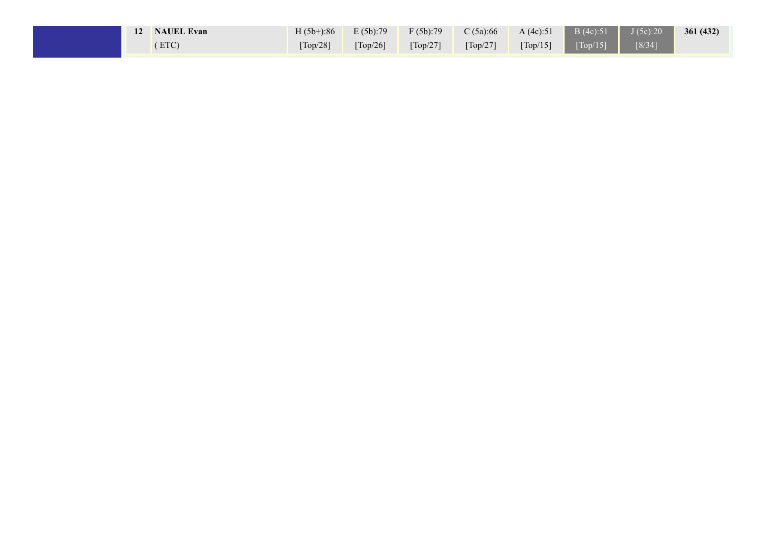| 12 | **NAUEL Evan**<br>( ETC) | H (5b+):86<br>[Top/28] | E (5b):79<br>[Top/26] | F (5b):79<br>[Top/27] | C (5a):66<br>[Top/27] | A (4c):51<br>[Top/15] | B (4c):51<br>[Top/15] | J (5c):20<br>[8/34] | **361 (432)** |
|---|---|---|---|---|---|---|---|---|---|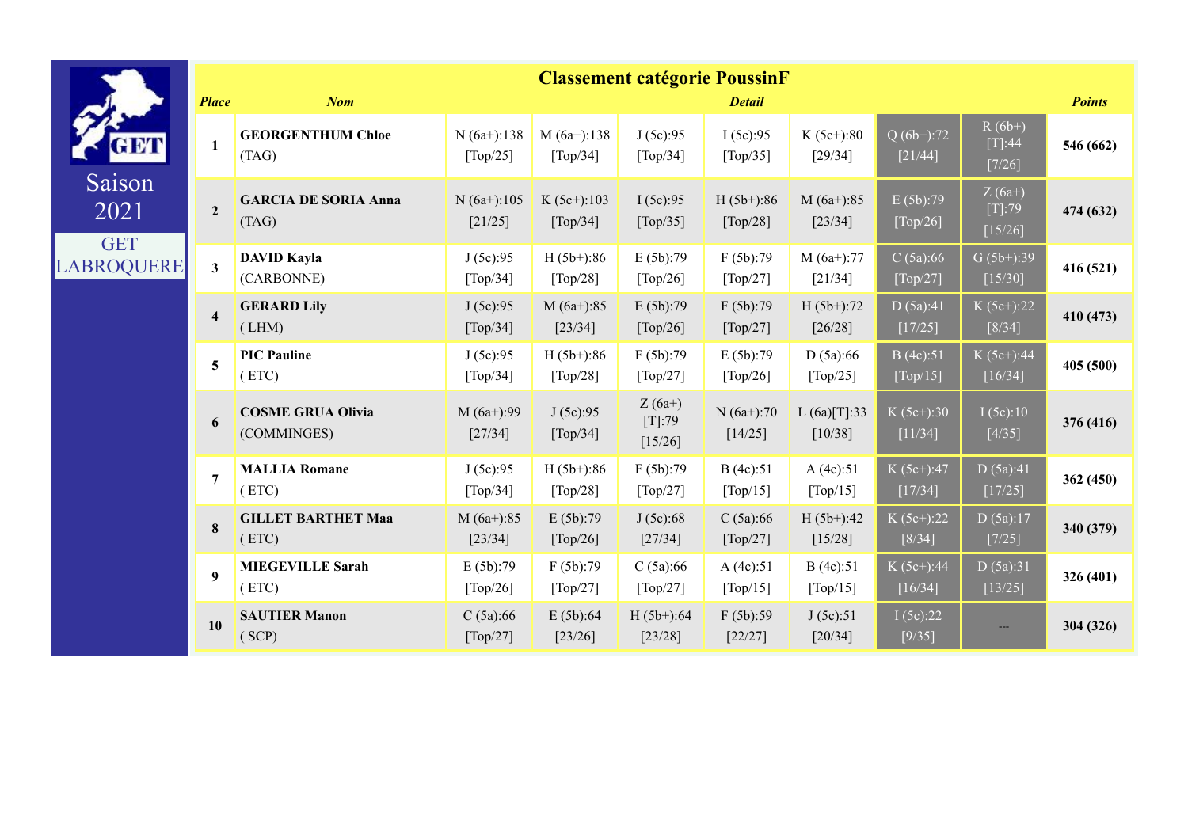Saison 2021

GET LABROQUERE

# Classement catégorie PoussinF

| Place | Nom | Detail | | | | | | | Points |
|---|---|---|---|---|---|---|---|---|---|
| 1 | **GEORGENTHUM Chloe** (TAG) | N (6a+):138 [Top/25] | M (6a+):138 [Top/34] | J (5c):95 [Top/34] | I (5c):95 [Top/35] | K (5c+):80 [29/34] | Q (6b+):72 [21/44] | R (6b+) [T]:44 [7/26] | **546 (662)** |
| 2 | **GARCIA DE SORIA Anna** (TAG) | N (6a+):105 [21/25] | K (5c+):103 [Top/34] | I (5c):95 [Top/35] | H (5b+):86 [Top/28] | M (6a+):85 [23/34] | E (5b):79 [Top/26] | Z (6a+) [T]:79 [15/26] | **474 (632)** |
| 3 | **DAVID Kayla** (CARBONNE) | J (5c):95 [Top/34] | H (5b+):86 [Top/28] | E (5b):79 [Top/26] | F (5b):79 [Top/27] | M (6a+):77 [21/34] | C (5a):66 [Top/27] | G (5b+):39 [15/30] | **416 (521)** |
| 4 | **GERARD Lily** ( LHM) | J (5c):95 [Top/34] | M (6a+):85 [23/34] | E (5b):79 [Top/26] | F (5b):79 [Top/27] | H (5b+):72 [26/28] | D (5a):41 [17/25] | K (5c+):22 [8/34] | **410 (473)** |
| 5 | **PIC Pauline** ( ETC) | J (5c):95 [Top/34] | H (5b+):86 [Top/28] | F (5b):79 [Top/27] | E (5b):79 [Top/26] | D (5a):66 [Top/25] | B (4c):51 [Top/15] | K (5c+):44 [16/34] | **405 (500)** |
| 6 | **COSME GRUA Olivia** (COMMINGES) | M (6a+):99 [27/34] | J (5c):95 [Top/34] | Z (6a+) [T]:79 [15/26] | N (6a+):70 [14/25] | L (6a)[T]:33 [10/38] | K (5c+):30 [11/34] | I (5c):10 [4/35] | **376 (416)** |
| 7 | **MALLIA Romane** ( ETC) | J (5c):95 [Top/34] | H (5b+):86 [Top/28] | F (5b):79 [Top/27] | B (4c):51 [Top/15] | A (4c):51 [Top/15] | K (5c+):47 [17/34] | D (5a):41 [17/25] | **362 (450)** |
| 8 | **GILLET BARTHET Maa** ( ETC) | M (6a+):85 [23/34] | E (5b):79 [Top/26] | J (5c):68 [27/34] | C (5a):66 [Top/27] | H (5b+):42 [15/28] | K (5c+):22 [8/34] | D (5a):17 [7/25] | **340 (379)** |
| 9 | **MIEGEVILLE Sarah** ( ETC) | E (5b):79 [Top/26] | F (5b):79 [Top/27] | C (5a):66 [Top/27] | A (4c):51 [Top/15] | B (4c):51 [Top/15] | K (5c+):44 [16/34] | D (5a):31 [13/25] | **326 (401)** |
| 10 | **SAUTIER Manon** ( SCP) | C (5a):66 [Top/27] | E (5b):64 [23/26] | H (5b+):64 [23/28] | F (5b):59 [22/27] | J (5c):51 [20/34] | I (5c):22 [9/35] | --- | **304 (326)** |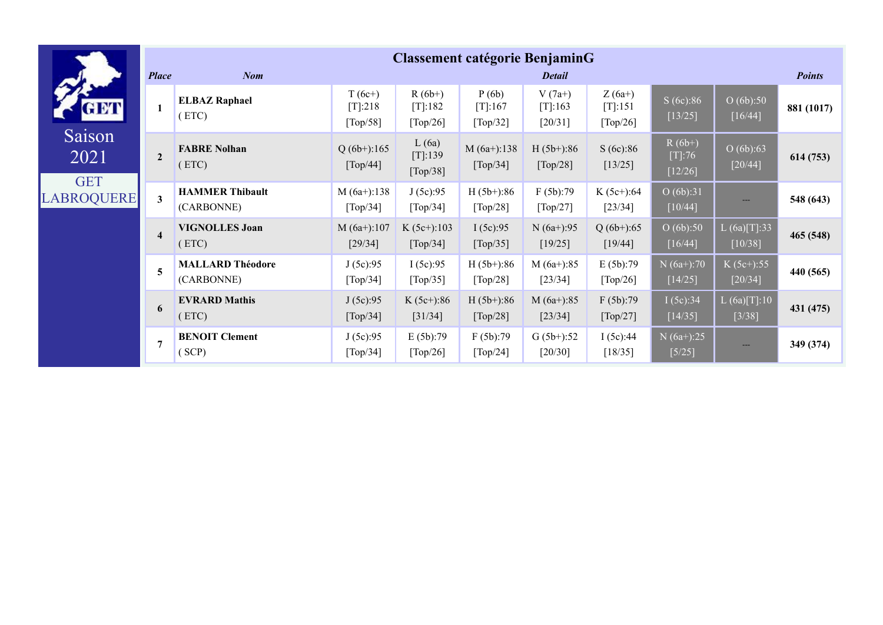Saison 2021

GET LABROQUERE

# Classement catégorie BenjaminG

| *Place* | *Nom* | *Detail* | | | | | | | *Points* |
|---|---|---|---|---|---|---|---|---|---|
| 1 | **ELBAZ Raphael** ( ETC) | T (6c+) [T]:218 [Top/58] | R (6b+) [T]:182 [Top/26] | P (6b) [T]:167 [Top/32] | V (7a+) [T]:163 [20/31] | Z (6a+) [T]:151 [Top/26] | S (6c):86 [13/25] | O (6b):50 [16/44] | **881 (1017)** |
| 2 | **FABRE Nolhan** ( ETC) | Q (6b+):165 [Top/44] | L (6a) [T]:139 [Top/38] | M (6a+):138 [Top/34] | H (5b+):86 [Top/28] | S (6c):86 [13/25] | R (6b+) [T]:76 [12/26] | O (6b):63 [20/44] | **614 (753)** |
| 3 | **HAMMER Thibault** (CARBONNE) | M (6a+):138 [Top/34] | J (5c):95 [Top/34] | H (5b+):86 [Top/28] | F (5b):79 [Top/27] | K (5c+):64 [23/34] | O (6b):31 [10/44] | --- | **548 (643)** |
| 4 | **VIGNOLLES Joan** ( ETC) | M (6a+):107 [29/34] | K (5c+):103 [Top/34] | I (5c):95 [Top/35] | N (6a+):95 [19/25] | Q (6b+):65 [19/44] | O (6b):50 [16/44] | L (6a)[T]:33 [10/38] | **465 (548)** |
| 5 | **MALLARD Théodore** (CARBONNE) | J (5c):95 [Top/34] | I (5c):95 [Top/35] | H (5b+):86 [Top/28] | M (6a+):85 [23/34] | E (5b):79 [Top/26] | N (6a+):70 [14/25] | K (5c+):55 [20/34] | **440 (565)** |
| 6 | **EVRARD Mathis** ( ETC) | J (5c):95 [Top/34] | K (5c+):86 [31/34] | H (5b+):86 [Top/28] | M (6a+):85 [23/34] | F (5b):79 [Top/27] | I (5c):34 [14/35] | L (6a)[T]:10 [3/38] | **431 (475)** |
| 7 | **BENOIT Clement** ( SCP) | J (5c):95 [Top/34] | E (5b):79 [Top/26] | F (5b):79 [Top/24] | G (5b+):52 [20/30] | I (5c):44 [18/35] | N (6a+):25 [5/25] | --- | **349 (374)** |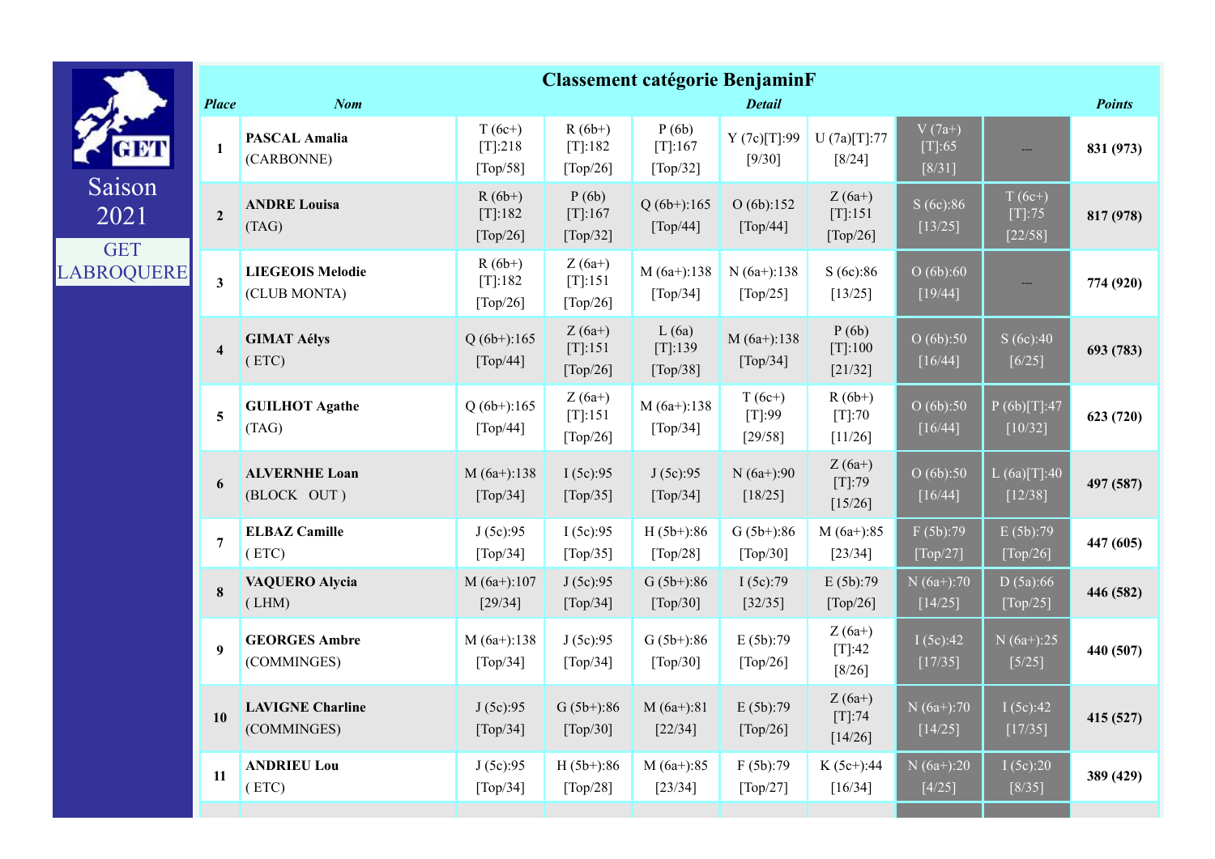Saison 2021

GET LABROQUERE

## Classement catégorie BenjaminF

| Place | Nom | Detail | | | | | | | Points |
|---|---|---|---|---|---|---|---|---|---|
| 1 | **PASCAL Amalia** (CARBONNE) | T (6c+) [T]:218 [Top/58] | R (6b+) [T]:182 [Top/26] | P (6b) [T]:167 [Top/32] | Y (7c)[T]:99 [9/30] | U (7a)[T]:77 [8/24] | V (7a+) [T]:65 [8/31] | --- | **831 (973)** |
| 2 | **ANDRE Louisa** (TAG) | R (6b+) [T]:182 [Top/26] | P (6b) [T]:167 [Top/32] | Q (6b+):165 [Top/44] | O (6b):152 [Top/44] | Z (6a+) [T]:151 [Top/26] | S (6c):86 [13/25] | T (6c+) [T]:75 [22/58] | **817 (978)** |
| 3 | **LIEGEOIS Melodie** (CLUB MONTA) | R (6b+) [T]:182 [Top/26] | Z (6a+) [T]:151 [Top/26] | M (6a+):138 [Top/34] | N (6a+):138 [Top/25] | S (6c):86 [13/25] | O (6b):60 [19/44] | --- | **774 (920)** |
| 4 | **GIMAT Aélys** ( ETC) | Q (6b+):165 [Top/44] | Z (6a+) [T]:151 [Top/26] | L (6a) [T]:139 [Top/38] | M (6a+):138 [Top/34] | P (6b) [T]:100 [21/32] | O (6b):50 [16/44] | S (6c):40 [6/25] | **693 (783)** |
| 5 | **GUILHOT Agathe** (TAG) | Q (6b+):165 [Top/44] | Z (6a+) [T]:151 [Top/26] | M (6a+):138 [Top/34] | T (6c+) [T]:99 [29/58] | R (6b+) [T]:70 [11/26] | O (6b):50 [16/44] | P (6b)[T]:47 [10/32] | **623 (720)** |
| 6 | **ALVERNHE Loan** (BLOCK OUT ) | M (6a+):138 [Top/34] | I (5c):95 [Top/35] | J (5c):95 [Top/34] | N (6a+):90 [18/25] | Z (6a+) [T]:79 [15/26] | O (6b):50 [16/44] | L (6a)[T]:40 [12/38] | **497 (587)** |
| 7 | **ELBAZ Camille** ( ETC) | J (5c):95 [Top/34] | I (5c):95 [Top/35] | H (5b+):86 [Top/28] | G (5b+):86 [Top/30] | M (6a+):85 [23/34] | F (5b):79 [Top/27] | E (5b):79 [Top/26] | **447 (605)** |
| 8 | **VAQUERO Alycia** ( LHM) | M (6a+):107 [29/34] | J (5c):95 [Top/34] | G (5b+):86 [Top/30] | I (5c):79 [32/35] | E (5b):79 [Top/26] | N (6a+):70 [14/25] | D (5a):66 [Top/25] | **446 (582)** |
| 9 | **GEORGES Ambre** (COMMINGES) | M (6a+):138 [Top/34] | J (5c):95 [Top/34] | G (5b+):86 [Top/30] | E (5b):79 [Top/26] | Z (6a+) [T]:42 [8/26] | I (5c):42 [17/35] | N (6a+):25 [5/25] | **440 (507)** |
| 10 | **LAVIGNE Charline** (COMMINGES) | J (5c):95 [Top/34] | G (5b+):86 [Top/30] | M (6a+):81 [22/34] | E (5b):79 [Top/26] | Z (6a+) [T]:74 [14/26] | N (6a+):70 [14/25] | I (5c):42 [17/35] | **415 (527)** |
| 11 | **ANDRIEU Lou** ( ETC) | J (5c):95 [Top/34] | H (5b+):86 [Top/28] | M (6a+):85 [23/34] | F (5b):79 [Top/27] | K (5c+):44 [16/34] | N (6a+):20 [4/25] | I (5c):20 [8/35] | **389 (429)** |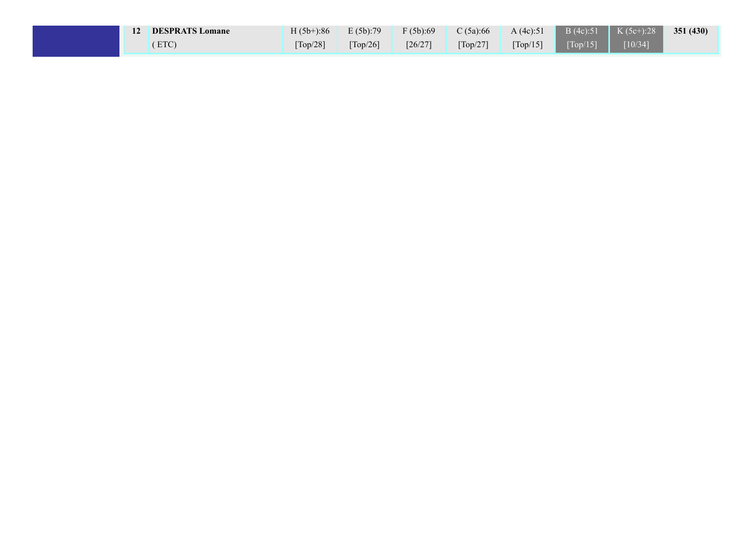| 12 | **DESPRATS Lomane**<br>( ETC) | H (5b+):86<br>[Top/28] | E (5b):79<br>[Top/26] | F (5b):69<br>[26/27] | C (5a):66<br>[Top/27] | A (4c):51<br>[Top/15] | B (4c):51<br>[Top/15] | K (5c+):28<br>[10/34] | **351 (430)** |
|---|---|---|---|---|---|---|---|---|---|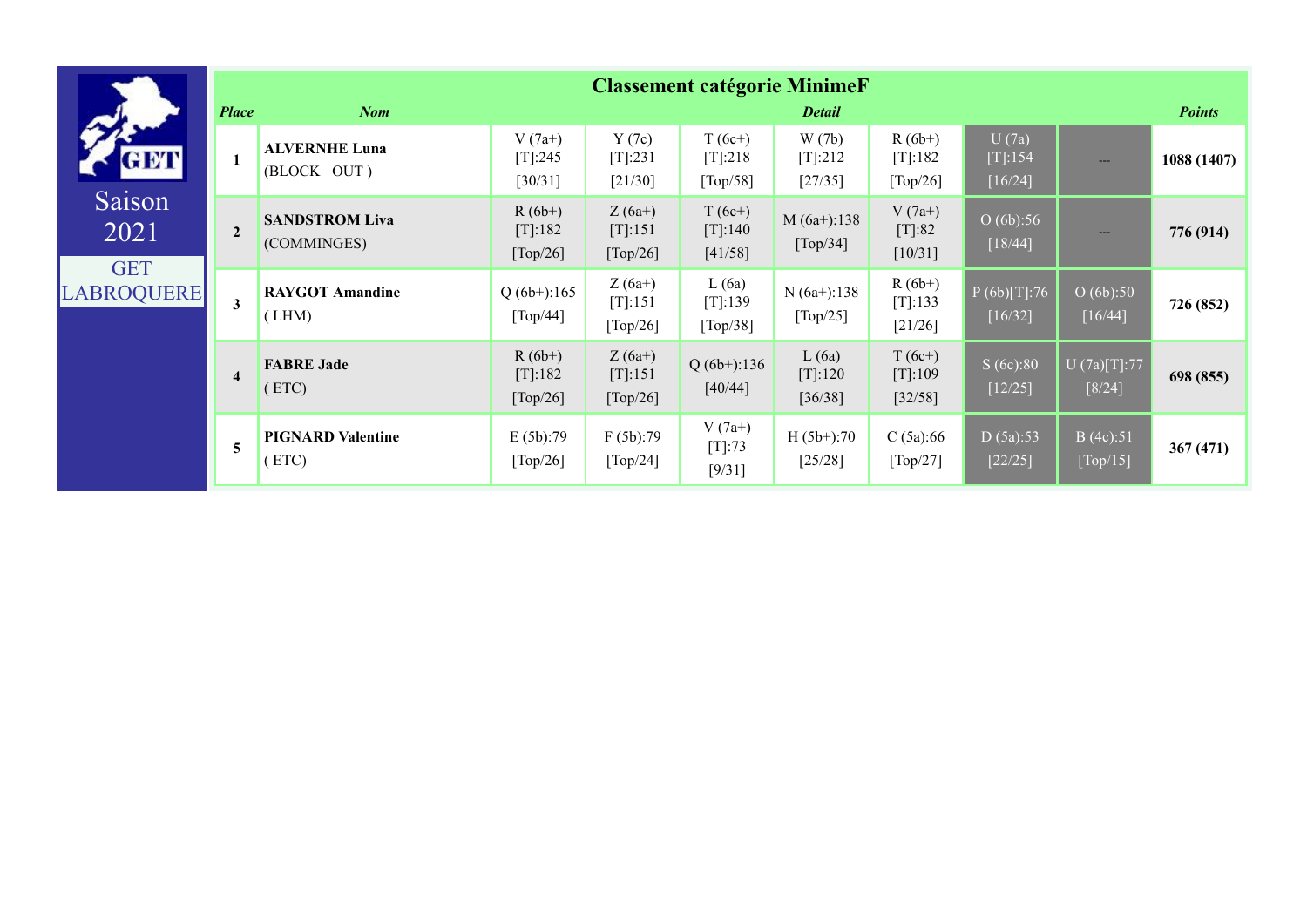Saison 2021

GET LABROQUERE

| Classement catégorie MinimeF | | | | | | | | | |
|---|---|---|---|---|---|---|---|---|---|
| **Place** | **Nom** | **Detail** | | | | | | | **Points** |
| **1** | **ALVERNHE Luna** (BLOCK OUT ) | V (7a+) [T]:245 [30/31] | Y (7c) [T]:231 [21/30] | T (6c+) [T]:218 [Top/58] | W (7b) [T]:212 [27/35] | R (6b+) [T]:182 [Top/26] | U (7a) [T]:154 [16/24] | --- | **1088 (1407)** |
| **2** | **SANDSTROM Liva** (COMMINGES) | R (6b+) [T]:182 [Top/26] | Z (6a+) [T]:151 [Top/26] | T (6c+) [T]:140 [41/58] | M (6a+):138 [Top/34] | V (7a+) [T]:82 [10/31] | O (6b):56 [18/44] | --- | **776 (914)** |
| **3** | **RAYGOT Amandine** ( LHM) | Q (6b+):165 [Top/44] | Z (6a+) [T]:151 [Top/26] | L (6a) [T]:139 [Top/38] | N (6a+):138 [Top/25] | R (6b+) [T]:133 [21/26] | P (6b)[T]:76 [16/32] | O (6b):50 [16/44] | **726 (852)** |
| **4** | **FABRE Jade** ( ETC) | R (6b+) [T]:182 [Top/26] | Z (6a+) [T]:151 [Top/26] | Q (6b+):136 [40/44] | L (6a) [T]:120 [36/38] | T (6c+) [T]:109 [32/58] | S (6c):80 [12/25] | U (7a)[T]:77 [8/24] | **698 (855)** |
| **5** | **PIGNARD Valentine** ( ETC) | E (5b):79 [Top/26] | F (5b):79 [Top/24] | V (7a+) [T]:73 [9/31] | H (5b+):70 [25/28] | C (5a):66 [Top/27] | D (5a):53 [22/25] | B (4c):51 [Top/15] | **367 (471)** |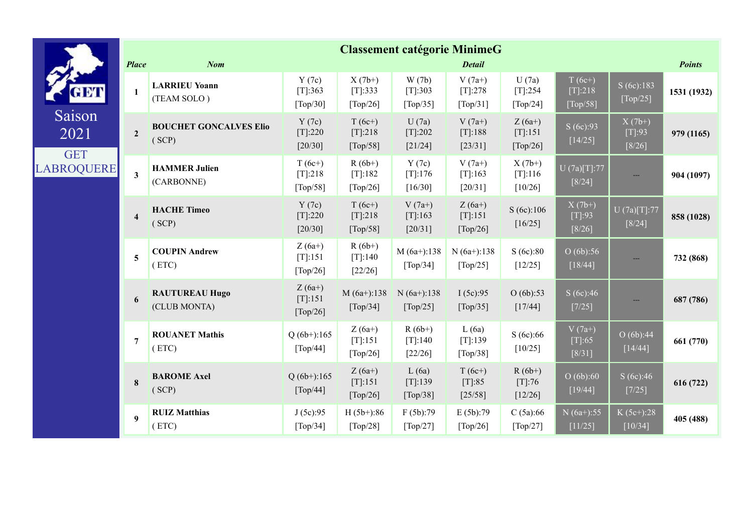Saison 2021

GET LABROQUERE

## Classement catégorie MinimeG

| Place | Nom | Detail | | | | | | | Points |
|---|---|---|---|---|---|---|---|---|---|
| 1 | **LARRIEU Yoann** (TEAM SOLO ) | Y (7c) [T]:363 [Top/30] | X (7b+) [T]:333 [Top/26] | W (7b) [T]:303 [Top/35] | V (7a+) [T]:278 [Top/31] | U (7a) [T]:254 [Top/24] | T (6c+) [T]:218 [Top/58] | S (6c):183 [Top/25] | **1531 (1932)** |
| 2 | **BOUCHET GONCALVES Elio** ( SCP) | Y (7c) [T]:220 [20/30] | T (6c+) [T]:218 [Top/58] | U (7a) [T]:202 [21/24] | V (7a+) [T]:188 [23/31] | Z (6a+) [T]:151 [Top/26] | S (6c):93 [14/25] | X (7b+) [T]:93 [8/26] | **979 (1165)** |
| 3 | **HAMMER Julien** (CARBONNE) | T (6c+) [T]:218 [Top/58] | R (6b+) [T]:182 [Top/26] | Y (7c) [T]:176 [16/30] | V (7a+) [T]:163 [20/31] | X (7b+) [T]:116 [10/26] | U (7a)[T]:77 [8/24] | --- | **904 (1097)** |
| 4 | **HACHE Timeo** ( SCP) | Y (7c) [T]:220 [20/30] | T (6c+) [T]:218 [Top/58] | V (7a+) [T]:163 [20/31] | Z (6a+) [T]:151 [Top/26] | S (6c):106 [16/25] | X (7b+) [T]:93 [8/26] | U (7a)[T]:77 [8/24] | **858 (1028)** |
| 5 | **COUPIN Andrew** ( ETC) | Z (6a+) [T]:151 [Top/26] | R (6b+) [T]:140 [22/26] | M (6a+):138 [Top/34] | N (6a+):138 [Top/25] | S (6c):80 [12/25] | O (6b):56 [18/44] | --- | **732 (868)** |
| 6 | **RAUTUREAU Hugo** (CLUB MONTA) | Z (6a+) [T]:151 [Top/26] | M (6a+):138 [Top/34] | N (6a+):138 [Top/25] | I (5c):95 [Top/35] | O (6b):53 [17/44] | S (6c):46 [7/25] | --- | **687 (786)** |
| 7 | **ROUANET Mathis** ( ETC) | Q (6b+):165 [Top/44] | Z (6a+) [T]:151 [Top/26] | R (6b+) [T]:140 [22/26] | L (6a) [T]:139 [Top/38] | S (6c):66 [10/25] | V (7a+) [T]:65 [8/31] | O (6b):44 [14/44] | **661 (770)** |
| 8 | **BAROME Axel** ( SCP) | Q (6b+):165 [Top/44] | Z (6a+) [T]:151 [Top/26] | L (6a) [T]:139 [Top/38] | T (6c+) [T]:85 [25/58] | R (6b+) [T]:76 [12/26] | O (6b):60 [19/44] | S (6c):46 [7/25] | **616 (722)** |
| 9 | **RUIZ Matthias** ( ETC) | J (5c):95 [Top/34] | H (5b+):86 [Top/28] | F (5b):79 [Top/27] | E (5b):79 [Top/26] | C (5a):66 [Top/27] | N (6a+):55 [11/25] | K (5c+):28 [10/34] | **405 (488)** |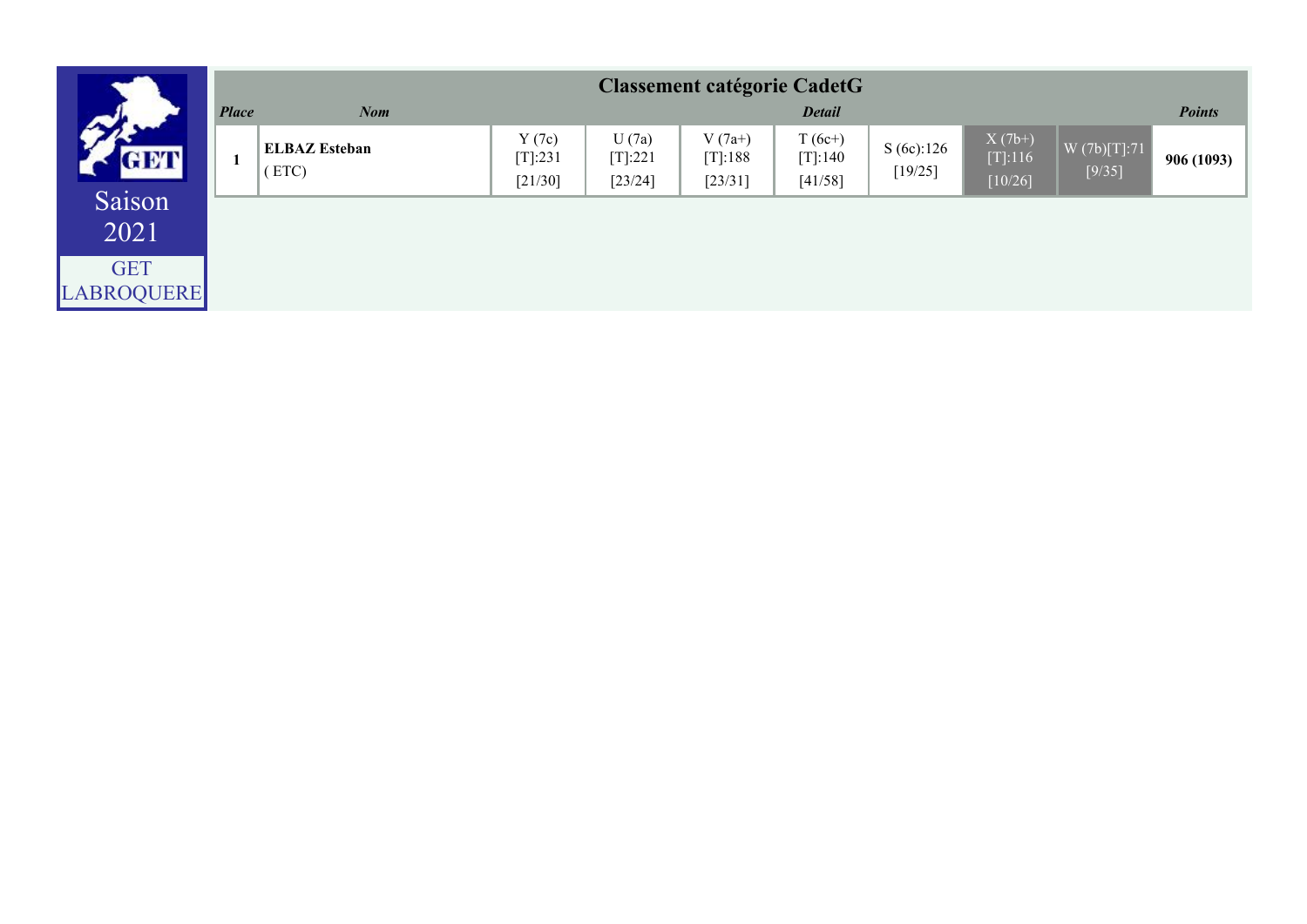Saison 2021

GET LABROQUERE

## Classement catégorie CadetG

| *Place* | *Nom* | *Detail* | | | | | | | *Points* |
|---|---|---|---|---|---|---|---|---|---|
| **1** | **ELBAZ Esteban** ( ETC) | Y (7c) [T]:231 [21/30] | U (7a) [T]:221 [23/24] | V (7a+) [T]:188 [23/31] | T (6c+) [T]:140 [41/58] | S (6c):126 [19/25] | X (7b+) [T]:116 [10/26] | W (7b)[T]:71 [9/35] | **906 (1093)** |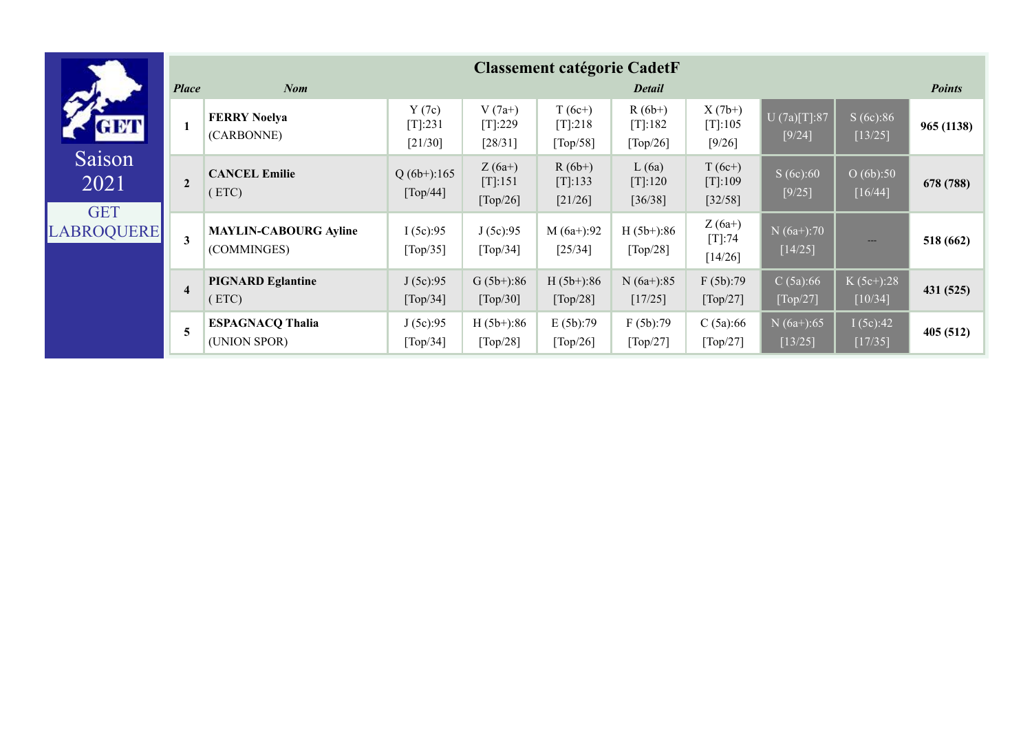Saison 2021

GET LABROQUERE

## Classement catégorie CadetF

| Place | Nom | Detail | | | | | | | Points |
|---|---|---|---|---|---|---|---|---|---|
| 1 | **FERRY Noelya** (CARBONNE) | Y (7c) [T]:231 [21/30] | V (7a+) [T]:229 [28/31] | T (6c+) [T]:218 [Top/58] | R (6b+) [T]:182 [Top/26] | X (7b+) [T]:105 [9/26] | U (7a)[T]:87 [9/24] | S (6c):86 [13/25] | **965 (1138)** |
| 2 | **CANCEL Emilie** ( ETC) | Q (6b+):165 [Top/44] | Z (6a+) [T]:151 [Top/26] | R (6b+) [T]:133 [21/26] | L (6a) [T]:120 [36/38] | T (6c+) [T]:109 [32/58] | S (6c):60 [9/25] | O (6b):50 [16/44] | **678 (788)** |
| 3 | **MAYLIN-CABOURG Ayline** (COMMINGES) | I (5c):95 [Top/35] | J (5c):95 [Top/34] | M (6a+):92 [25/34] | H (5b+):86 [Top/28] | Z (6a+) [T]:74 [14/26] | N (6a+):70 [14/25] | --- | **518 (662)** |
| 4 | **PIGNARD Eglantine** ( ETC) | J (5c):95 [Top/34] | G (5b+):86 [Top/30] | H (5b+):86 [Top/28] | N (6a+):85 [17/25] | F (5b):79 [Top/27] | C (5a):66 [Top/27] | K (5c+):28 [10/34] | **431 (525)** |
| 5 | **ESPAGNACQ Thalia** (UNION SPOR) | J (5c):95 [Top/34] | H (5b+):86 [Top/28] | E (5b):79 [Top/26] | F (5b):79 [Top/27] | C (5a):66 [Top/27] | N (6a+):65 [13/25] | I (5c):42 [17/35] | **405 (512)** |